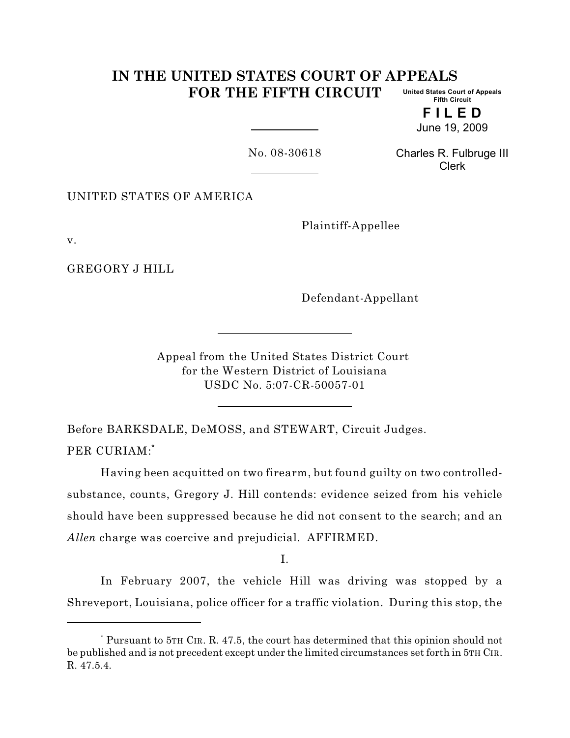# IN THE UNITED STATES COURT OF APPEALS FOR THE FIFTH CIRCUIT

United States Court of Appeals
Fifth Circuit

**F I L E D**
June 19, 2009

Charles R. Fulbruge III
Clerk

No. 08-30618

UNITED STATES OF AMERICA

Plaintiff-Appellee

v.

GREGORY J HILL

Defendant-Appellant

Appeal from the United States District Court
for the Western District of Louisiana
USDC No. 5:07-CR-50057-01

Before BARKSDALE, DeMOSS, and STEWART, Circuit Judges.

PER CURIAM:[*]

Having been acquitted on two firearm, but found guilty on two controlled-substance, counts, Gregory J. Hill contends: evidence seized from his vehicle should have been suppressed because he did not consent to the search; and an *Allen* charge was coercive and prejudicial. AFFIRMED.

I.

In February 2007, the vehicle Hill was driving was stopped by a Shreveport, Louisiana, police officer for a traffic violation. During this stop, the

[*] Pursuant to 5TH CIR. R. 47.5, the court has determined that this opinion should not be published and is not precedent except under the limited circumstances set forth in 5TH CIR. R. 47.5.4.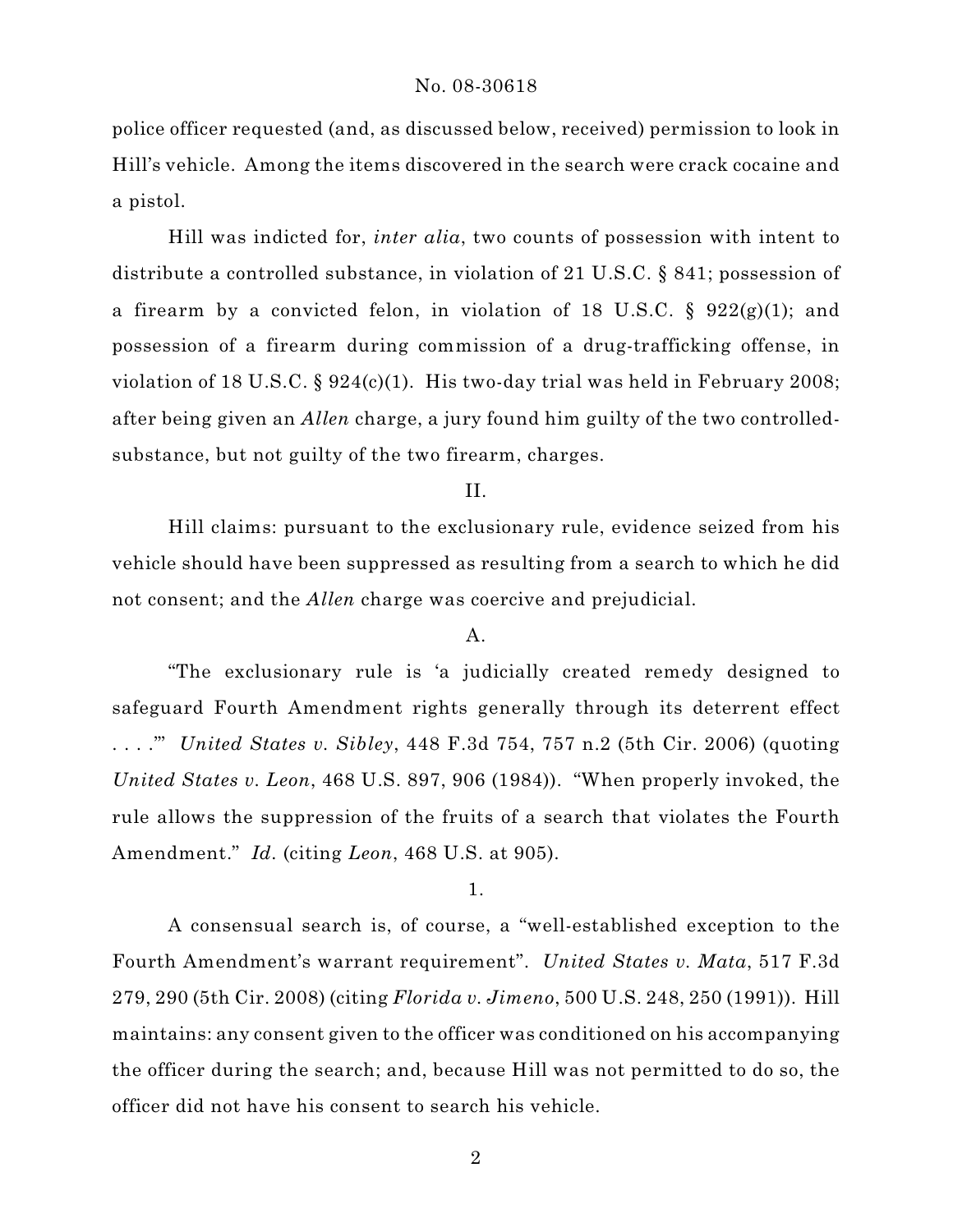police officer requested (and, as discussed below, received) permission to look in Hill's vehicle. Among the items discovered in the search were crack cocaine and a pistol.

Hill was indicted for, *inter alia*, two counts of possession with intent to distribute a controlled substance, in violation of 21 U.S.C. § 841; possession of a firearm by a convicted felon, in violation of 18 U.S.C. § 922(g)(1); and possession of a firearm during commission of a drug-trafficking offense, in violation of 18 U.S.C. § 924(c)(1). His two-day trial was held in February 2008; after being given an *Allen* charge, a jury found him guilty of the two controlled-substance, but not guilty of the two firearm, charges.

II.

Hill claims: pursuant to the exclusionary rule, evidence seized from his vehicle should have been suppressed as resulting from a search to which he did not consent; and the *Allen* charge was coercive and prejudicial.

A.

"The exclusionary rule is 'a judicially created remedy designed to safeguard Fourth Amendment rights generally through its deterrent effect . . . .'" *United States v. Sibley*, 448 F.3d 754, 757 n.2 (5th Cir. 2006) (quoting *United States v. Leon*, 468 U.S. 897, 906 (1984)). "When properly invoked, the rule allows the suppression of the fruits of a search that violates the Fourth Amendment." *Id.* (citing *Leon*, 468 U.S. at 905).

1.

A consensual search is, of course, a "well-established exception to the Fourth Amendment's warrant requirement". *United States v. Mata*, 517 F.3d 279, 290 (5th Cir. 2008) (citing *Florida v. Jimeno*, 500 U.S. 248, 250 (1991)). Hill maintains: any consent given to the officer was conditioned on his accompanying the officer during the search; and, because Hill was not permitted to do so, the officer did not have his consent to search his vehicle.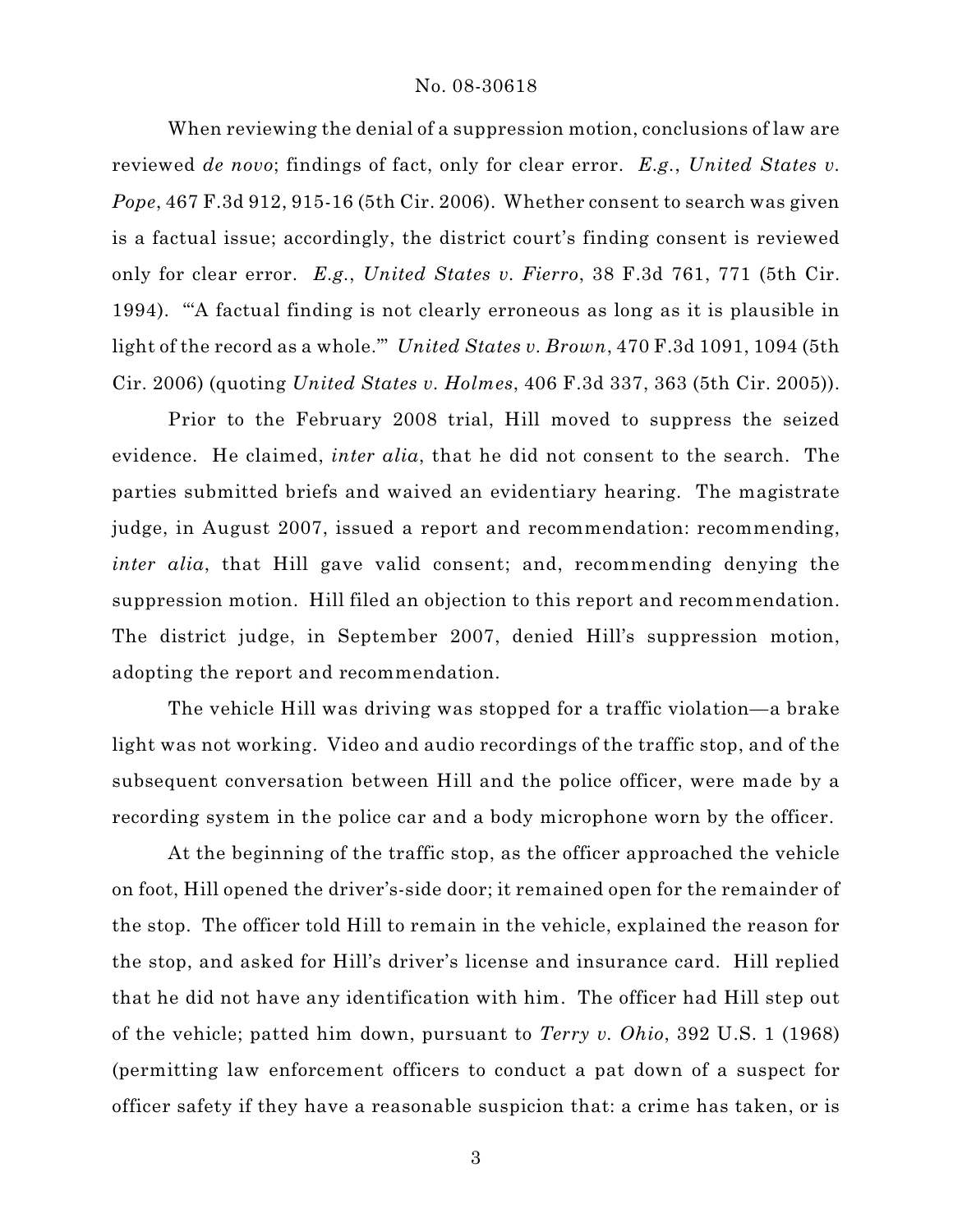When reviewing the denial of a suppression motion, conclusions of law are reviewed *de novo*; findings of fact, only for clear error. *E.g.*, *United States v. Pope*, 467 F.3d 912, 915-16 (5th Cir. 2006). Whether consent to search was given is a factual issue; accordingly, the district court's finding consent is reviewed only for clear error. *E.g.*, *United States v. Fierro*, 38 F.3d 761, 771 (5th Cir. 1994). "'A factual finding is not clearly erroneous as long as it is plausible in light of the record as a whole.'" *United States v. Brown*, 470 F.3d 1091, 1094 (5th Cir. 2006) (quoting *United States v. Holmes*, 406 F.3d 337, 363 (5th Cir. 2005)).

Prior to the February 2008 trial, Hill moved to suppress the seized evidence. He claimed, *inter alia*, that he did not consent to the search. The parties submitted briefs and waived an evidentiary hearing. The magistrate judge, in August 2007, issued a report and recommendation: recommending, *inter alia*, that Hill gave valid consent; and, recommending denying the suppression motion. Hill filed an objection to this report and recommendation. The district judge, in September 2007, denied Hill's suppression motion, adopting the report and recommendation.

The vehicle Hill was driving was stopped for a traffic violation—a brake light was not working. Video and audio recordings of the traffic stop, and of the subsequent conversation between Hill and the police officer, were made by a recording system in the police car and a body microphone worn by the officer.

At the beginning of the traffic stop, as the officer approached the vehicle on foot, Hill opened the driver's-side door; it remained open for the remainder of the stop. The officer told Hill to remain in the vehicle, explained the reason for the stop, and asked for Hill's driver's license and insurance card. Hill replied that he did not have any identification with him. The officer had Hill step out of the vehicle; patted him down, pursuant to *Terry v. Ohio*, 392 U.S. 1 (1968) (permitting law enforcement officers to conduct a pat down of a suspect for officer safety if they have a reasonable suspicion that: a crime has taken, or is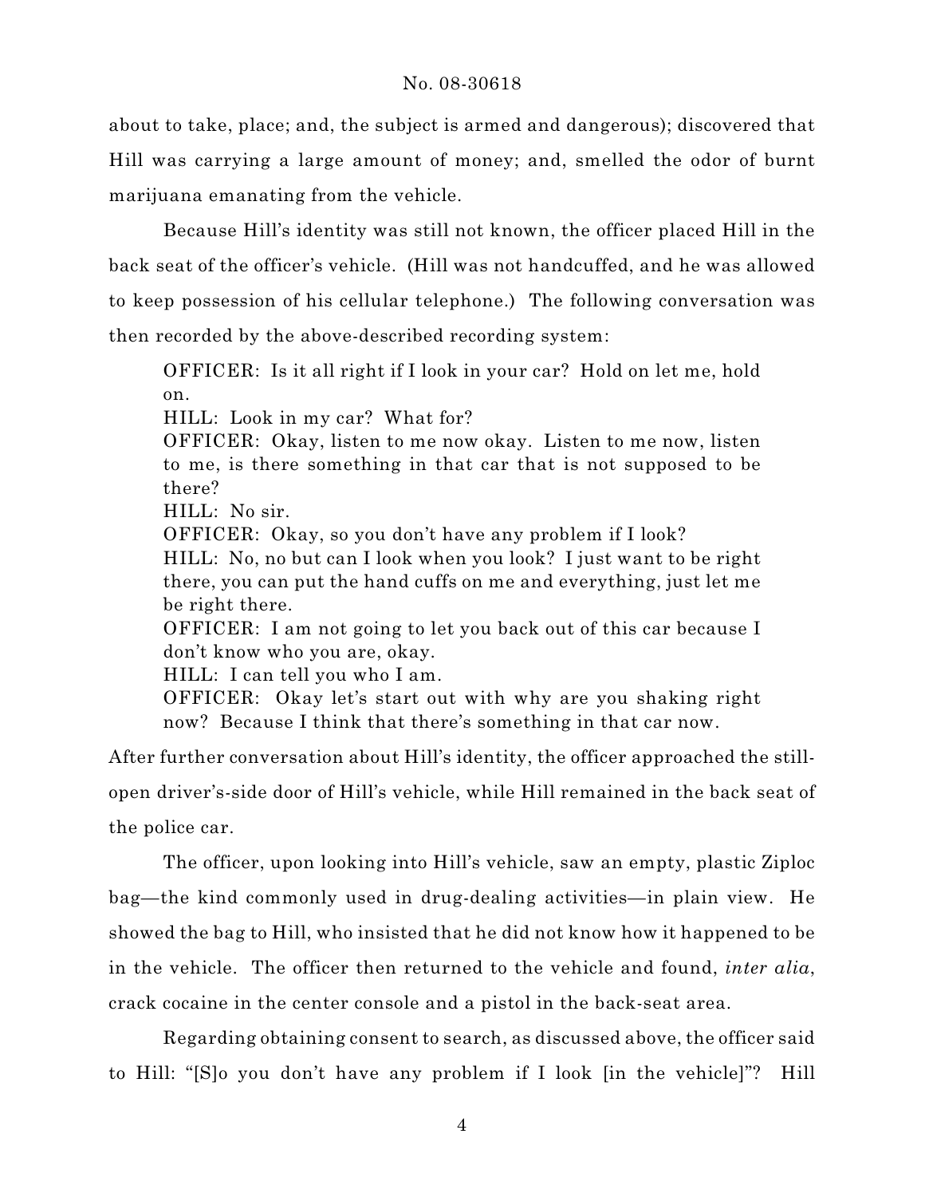about to take, place; and, the subject is armed and dangerous); discovered that Hill was carrying a large amount of money; and, smelled the odor of burnt marijuana emanating from the vehicle.

Because Hill's identity was still not known, the officer placed Hill in the back seat of the officer's vehicle. (Hill was not handcuffed, and he was allowed to keep possession of his cellular telephone.) The following conversation was then recorded by the above-described recording system:

> OFFICER: Is it all right if I look in your car? Hold on let me, hold on.
> HILL: Look in my car? What for?
> OFFICER: Okay, listen to me now okay. Listen to me now, listen to me, is there something in that car that is not supposed to be there?
> HILL: No sir.
> OFFICER: Okay, so you don't have any problem if I look?
> HILL: No, no but can I look when you look? I just want to be right there, you can put the hand cuffs on me and everything, just let me be right there.
> OFFICER: I am not going to let you back out of this car because I don't know who you are, okay.
> HILL: I can tell you who I am.
> OFFICER: Okay let's start out with why are you shaking right now? Because I think that there's something in that car now.

After further conversation about Hill's identity, the officer approached the still-open driver's-side door of Hill's vehicle, while Hill remained in the back seat of the police car.

The officer, upon looking into Hill's vehicle, saw an empty, plastic Ziploc bag—the kind commonly used in drug-dealing activities—in plain view. He showed the bag to Hill, who insisted that he did not know how it happened to be in the vehicle. The officer then returned to the vehicle and found, *inter alia*, crack cocaine in the center console and a pistol in the back-seat area.

Regarding obtaining consent to search, as discussed above, the officer said to Hill: "[S]o you don't have any problem if I look [in the vehicle]"? Hill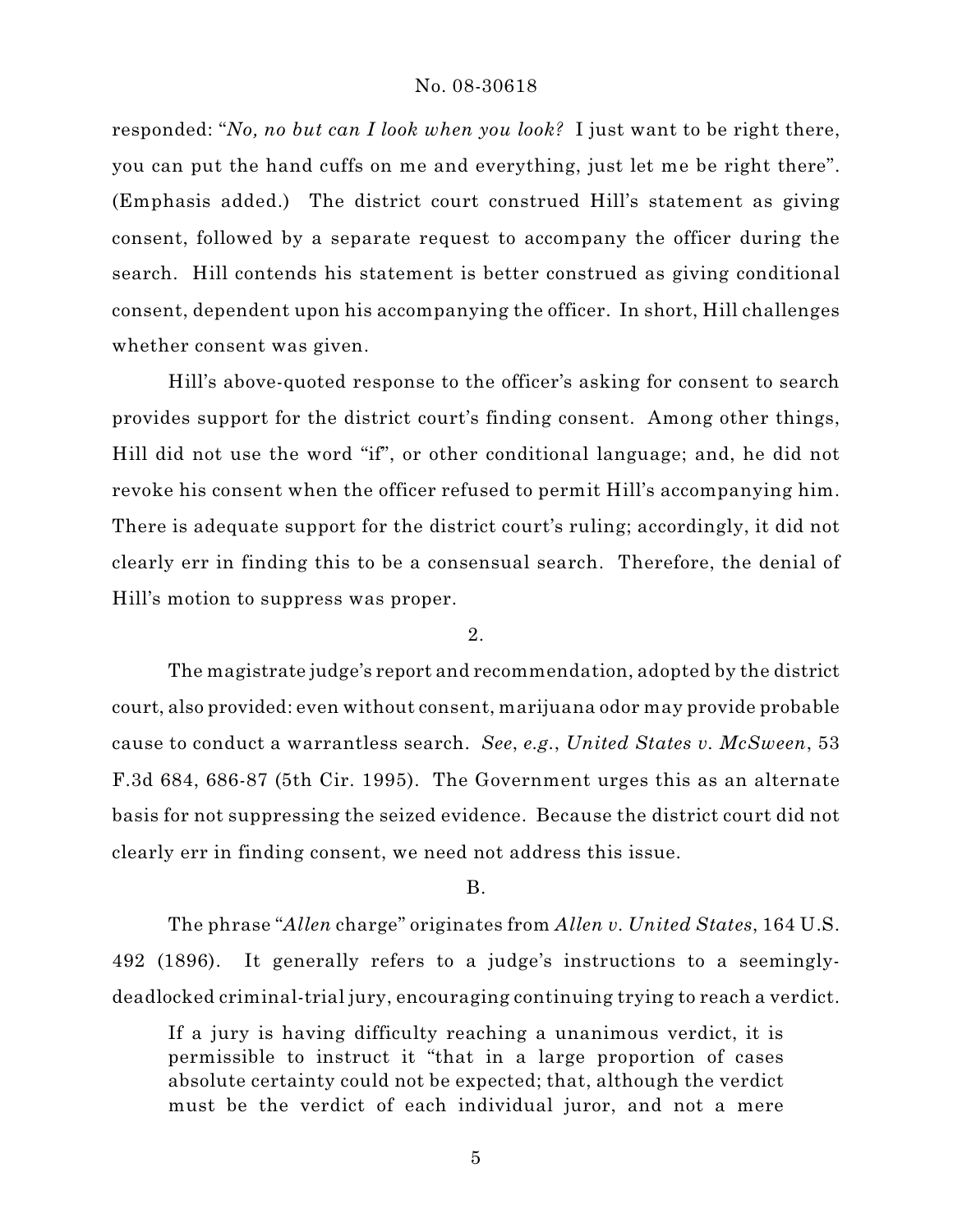responded: "*No, no but can I look when you look?* I just want to be right there, you can put the hand cuffs on me and everything, just let me be right there". (Emphasis added.) The district court construed Hill's statement as giving consent, followed by a separate request to accompany the officer during the search. Hill contends his statement is better construed as giving conditional consent, dependent upon his accompanying the officer. In short, Hill challenges whether consent was given.

Hill's above-quoted response to the officer's asking for consent to search provides support for the district court's finding consent. Among other things, Hill did not use the word "if", or other conditional language; and, he did not revoke his consent when the officer refused to permit Hill's accompanying him. There is adequate support for the district court's ruling; accordingly, it did not clearly err in finding this to be a consensual search. Therefore, the denial of Hill's motion to suppress was proper.

2.

The magistrate judge's report and recommendation, adopted by the district court, also provided: even without consent, marijuana odor may provide probable cause to conduct a warrantless search. *See*, *e.g.*, *United States v. McSween*, 53 F.3d 684, 686-87 (5th Cir. 1995). The Government urges this as an alternate basis for not suppressing the seized evidence. Because the district court did not clearly err in finding consent, we need not address this issue.

B.

The phrase "*Allen* charge" originates from *Allen v. United States*, 164 U.S. 492 (1896). It generally refers to a judge's instructions to a seemingly-deadlocked criminal-trial jury, encouraging continuing trying to reach a verdict.

> If a jury is having difficulty reaching a unanimous verdict, it is permissible to instruct it "that in a large proportion of cases absolute certainty could not be expected; that, although the verdict must be the verdict of each individual juror, and not a mere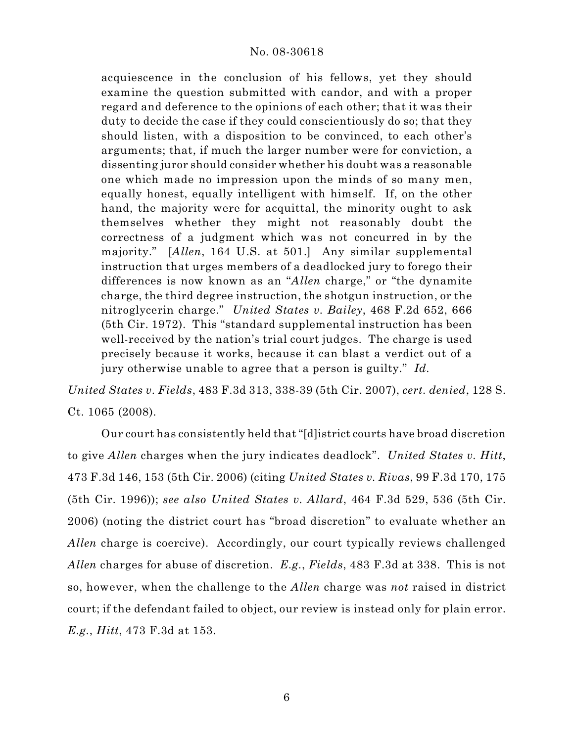> acquiescence in the conclusion of his fellows, yet they should examine the question submitted with candor, and with a proper regard and deference to the opinions of each other; that it was their duty to decide the case if they could conscientiously do so; that they should listen, with a disposition to be convinced, to each other's arguments; that, if much the larger number were for conviction, a dissenting juror should consider whether his doubt was a reasonable one which made no impression upon the minds of so many men, equally honest, equally intelligent with himself. If, on the other hand, the majority were for acquittal, the minority ought to ask themselves whether they might not reasonably doubt the correctness of a judgment which was not concurred in by the majority." [*Allen*, 164 U.S. at 501.] Any similar supplemental instruction that urges members of a deadlocked jury to forego their differences is now known as an "*Allen* charge," or "the dynamite charge, the third degree instruction, the shotgun instruction, or the nitroglycerin charge." *United States v. Bailey*, 468 F.2d 652, 666 (5th Cir. 1972). This "standard supplemental instruction has been well-received by the nation's trial court judges. The charge is used precisely because it works, because it can blast a verdict out of a jury otherwise unable to agree that a person is guilty." *Id.*

*United States v. Fields*, 483 F.3d 313, 338-39 (5th Cir. 2007), *cert. denied*, 128 S. Ct. 1065 (2008).

Our court has consistently held that "[d]istrict courts have broad discretion to give *Allen* charges when the jury indicates deadlock". *United States v. Hitt*, 473 F.3d 146, 153 (5th Cir. 2006) (citing *United States v. Rivas*, 99 F.3d 170, 175 (5th Cir. 1996)); *see also United States v. Allard*, 464 F.3d 529, 536 (5th Cir. 2006) (noting the district court has "broad discretion" to evaluate whether an *Allen* charge is coercive). Accordingly, our court typically reviews challenged *Allen* charges for abuse of discretion. *E.g.*, *Fields*, 483 F.3d at 338. This is not so, however, when the challenge to the *Allen* charge was *not* raised in district court; if the defendant failed to object, our review is instead only for plain error. *E.g.*, *Hitt*, 473 F.3d at 153.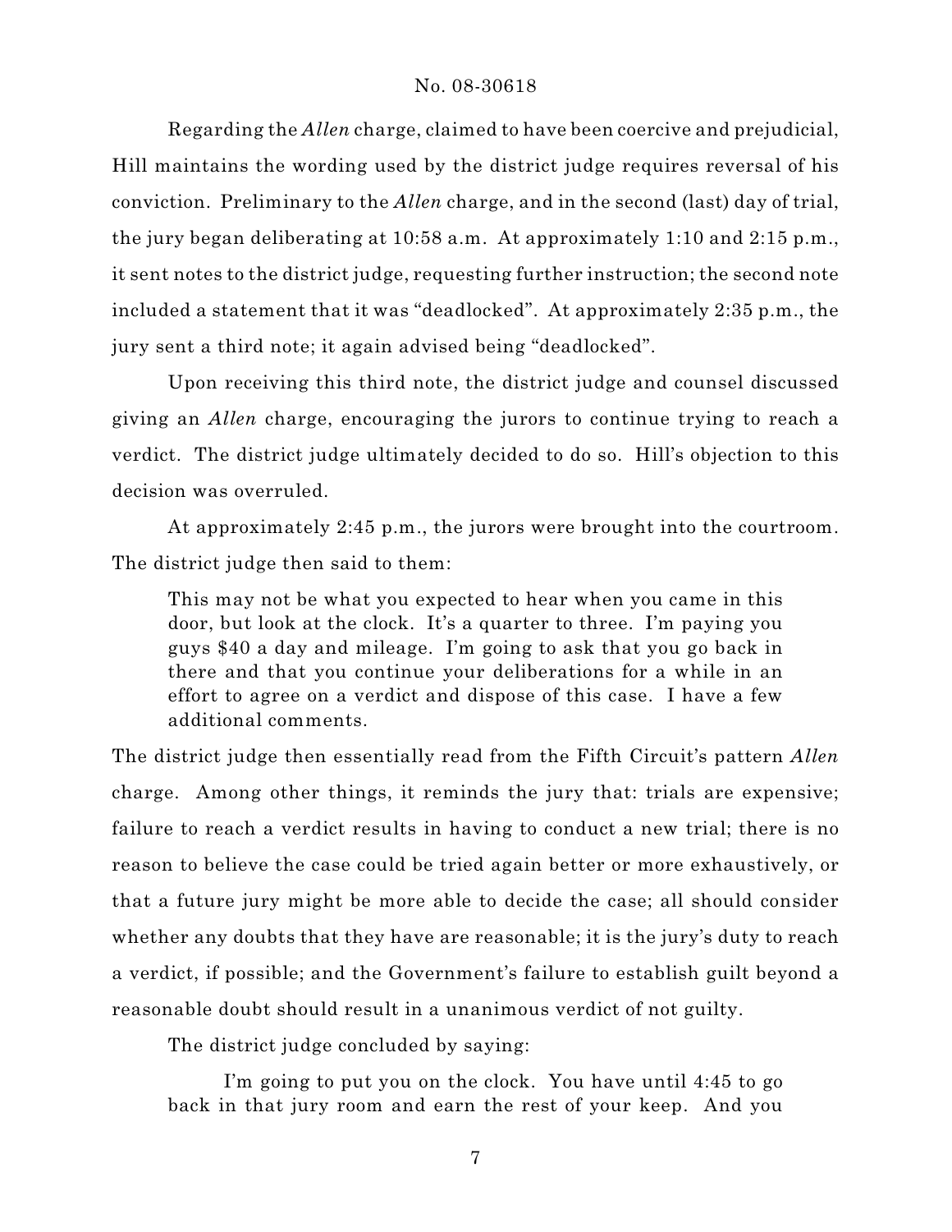Regarding the *Allen* charge, claimed to have been coercive and prejudicial, Hill maintains the wording used by the district judge requires reversal of his conviction. Preliminary to the *Allen* charge, and in the second (last) day of trial, the jury began deliberating at 10:58 a.m. At approximately 1:10 and 2:15 p.m., it sent notes to the district judge, requesting further instruction; the second note included a statement that it was "deadlocked". At approximately 2:35 p.m., the jury sent a third note; it again advised being "deadlocked".

Upon receiving this third note, the district judge and counsel discussed giving an *Allen* charge, encouraging the jurors to continue trying to reach a verdict. The district judge ultimately decided to do so. Hill's objection to this decision was overruled.

At approximately 2:45 p.m., the jurors were brought into the courtroom. The district judge then said to them:

> This may not be what you expected to hear when you came in this door, but look at the clock. It's a quarter to three. I'm paying you guys $40 a day and mileage. I'm going to ask that you go back in there and that you continue your deliberations for a while in an effort to agree on a verdict and dispose of this case. I have a few additional comments.

The district judge then essentially read from the Fifth Circuit's pattern *Allen* charge. Among other things, it reminds the jury that: trials are expensive; failure to reach a verdict results in having to conduct a new trial; there is no reason to believe the case could be tried again better or more exhaustively, or that a future jury might be more able to decide the case; all should consider whether any doubts that they have are reasonable; it is the jury's duty to reach a verdict, if possible; and the Government's failure to establish guilt beyond a reasonable doubt should result in a unanimous verdict of not guilty.

The district judge concluded by saying:

> I'm going to put you on the clock. You have until 4:45 to go back in that jury room and earn the rest of your keep. And you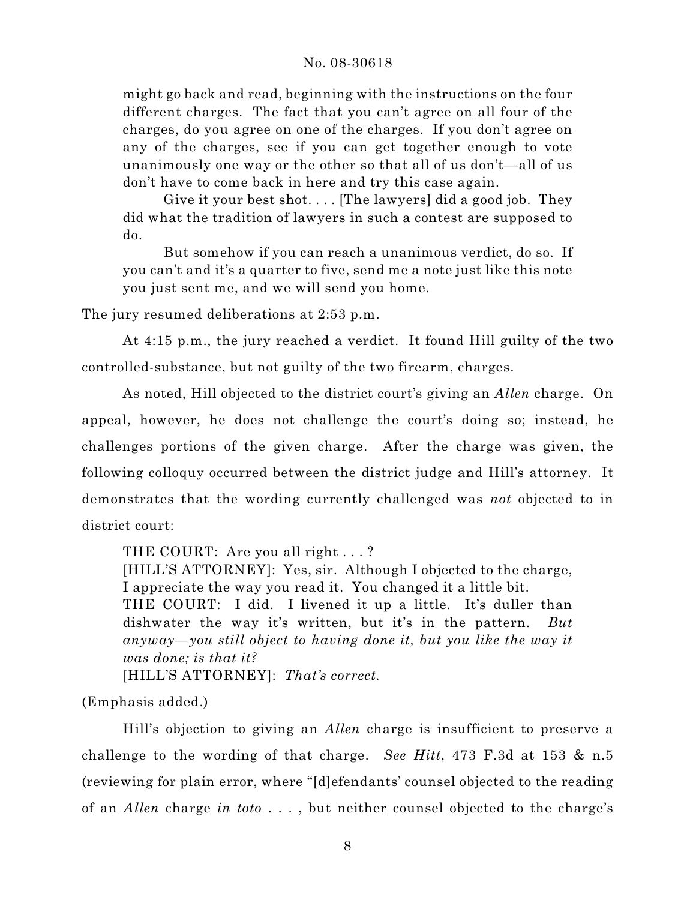> might go back and read, beginning with the instructions on the four different charges. The fact that you can't agree on all four of the charges, do you agree on one of the charges. If you don't agree on any of the charges, see if you can get together enough to vote unanimously one way or the other so that all of us don't—all of us don't have to come back in here and try this case again.
>
> Give it your best shot. . . . [The lawyers] did a good job. They did what the tradition of lawyers in such a contest are supposed to do.
>
> But somehow if you can reach a unanimous verdict, do so. If you can't and it's a quarter to five, send me a note just like this note you just sent me, and we will send you home.

The jury resumed deliberations at 2:53 p.m.

At 4:15 p.m., the jury reached a verdict. It found Hill guilty of the two controlled-substance, but not guilty of the two firearm, charges.

As noted, Hill objected to the district court's giving an *Allen* charge. On appeal, however, he does not challenge the court's doing so; instead, he challenges portions of the given charge. After the charge was given, the following colloquy occurred between the district judge and Hill's attorney. It demonstrates that the wording currently challenged was *not* objected to in district court:

> THE COURT: Are you all right . . . ?
> [HILL'S ATTORNEY]: Yes, sir. Although I objected to the charge, I appreciate the way you read it. You changed it a little bit.
> THE COURT: I did. I livened it up a little. It's duller than dishwater the way it's written, but it's in the pattern. *But anyway—you still object to having done it, but you like the way it was done; is that it?*
> [HILL'S ATTORNEY]: *That's correct.*

(Emphasis added.)

Hill's objection to giving an *Allen* charge is insufficient to preserve a challenge to the wording of that charge. *See Hitt*, 473 F.3d at 153 & n.5 (reviewing for plain error, where "[d]efendants' counsel objected to the reading of an *Allen* charge *in toto* . . . , but neither counsel objected to the charge's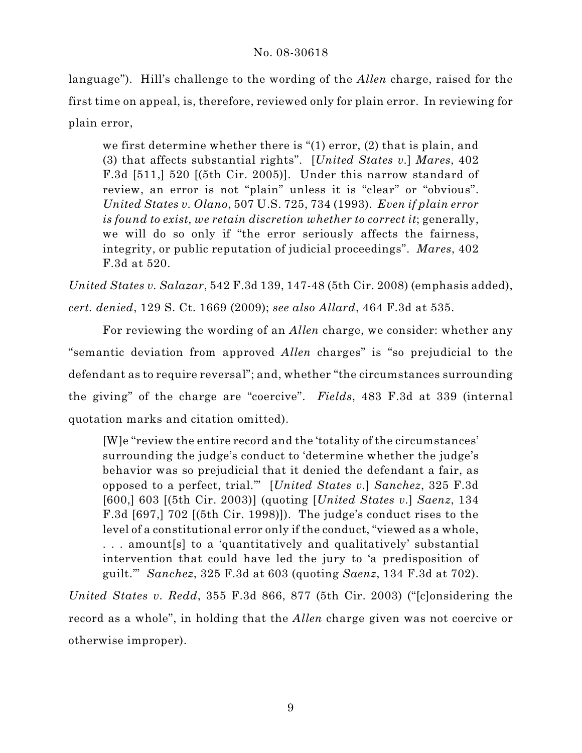language"). Hill's challenge to the wording of the *Allen* charge, raised for the first time on appeal, is, therefore, reviewed only for plain error. In reviewing for plain error,

> we first determine whether there is "(1) error, (2) that is plain, and (3) that affects substantial rights". [*United States v.*] *Mares*, 402 F.3d [511,] 520 [(5th Cir. 2005)]. Under this narrow standard of review, an error is not "plain" unless it is "clear" or "obvious". *United States v. Olano*, 507 U.S. 725, 734 (1993). *Even if plain error is found to exist, we retain discretion whether to correct it*; generally, we will do so only if "the error seriously affects the fairness, integrity, or public reputation of judicial proceedings". *Mares*, 402 F.3d at 520.

*United States v. Salazar*, 542 F.3d 139, 147-48 (5th Cir. 2008) (emphasis added), *cert. denied*, 129 S. Ct. 1669 (2009); *see also Allard*, 464 F.3d at 535.

For reviewing the wording of an *Allen* charge, we consider: whether any "semantic deviation from approved *Allen* charges" is "so prejudicial to the defendant as to require reversal"; and, whether "the circumstances surrounding the giving" of the charge are "coercive". *Fields*, 483 F.3d at 339 (internal quotation marks and citation omitted).

> [W]e "review the entire record and the 'totality of the circumstances' surrounding the judge's conduct to 'determine whether the judge's behavior was so prejudicial that it denied the defendant a fair, as opposed to a perfect, trial.'" [*United States v.*] *Sanchez*, 325 F.3d [600,] 603 [(5th Cir. 2003)] (quoting [*United States v.*] *Saenz*, 134 F.3d [697,] 702 [(5th Cir. 1998)]). The judge's conduct rises to the level of a constitutional error only if the conduct, "viewed as a whole, . . . amount[s] to a 'quantitatively and qualitatively' substantial intervention that could have led the jury to 'a predisposition of guilt.'" *Sanchez*, 325 F.3d at 603 (quoting *Saenz*, 134 F.3d at 702).

*United States v. Redd*, 355 F.3d 866, 877 (5th Cir. 2003) ("[c]onsidering the record as a whole", in holding that the *Allen* charge given was not coercive or otherwise improper).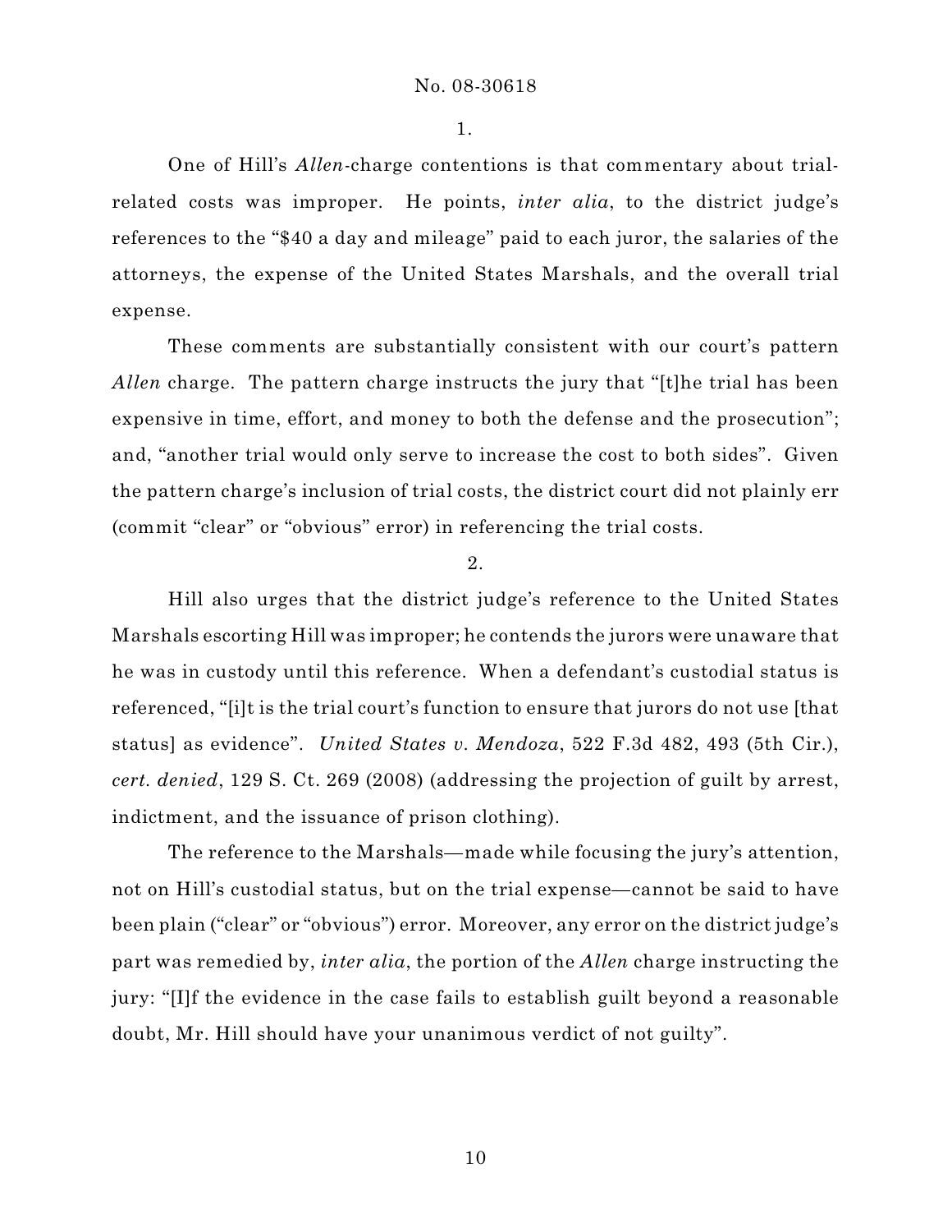1.

One of Hill's *Allen*-charge contentions is that commentary about trial-related costs was improper. He points, *inter alia*, to the district judge's references to the "$40 a day and mileage" paid to each juror, the salaries of the attorneys, the expense of the United States Marshals, and the overall trial expense.

These comments are substantially consistent with our court's pattern *Allen* charge. The pattern charge instructs the jury that "[t]he trial has been expensive in time, effort, and money to both the defense and the prosecution"; and, "another trial would only serve to increase the cost to both sides". Given the pattern charge's inclusion of trial costs, the district court did not plainly err (commit "clear" or "obvious" error) in referencing the trial costs.

2.

Hill also urges that the district judge's reference to the United States Marshals escorting Hill was improper; he contends the jurors were unaware that he was in custody until this reference. When a defendant's custodial status is referenced, "[i]t is the trial court's function to ensure that jurors do not use [that status] as evidence". *United States v. Mendoza*, 522 F.3d 482, 493 (5th Cir.), *cert. denied*, 129 S. Ct. 269 (2008) (addressing the projection of guilt by arrest, indictment, and the issuance of prison clothing).

The reference to the Marshals—made while focusing the jury's attention, not on Hill's custodial status, but on the trial expense—cannot be said to have been plain ("clear" or "obvious") error. Moreover, any error on the district judge's part was remedied by, *inter alia*, the portion of the *Allen* charge instructing the jury: "[I]f the evidence in the case fails to establish guilt beyond a reasonable doubt, Mr. Hill should have your unanimous verdict of not guilty".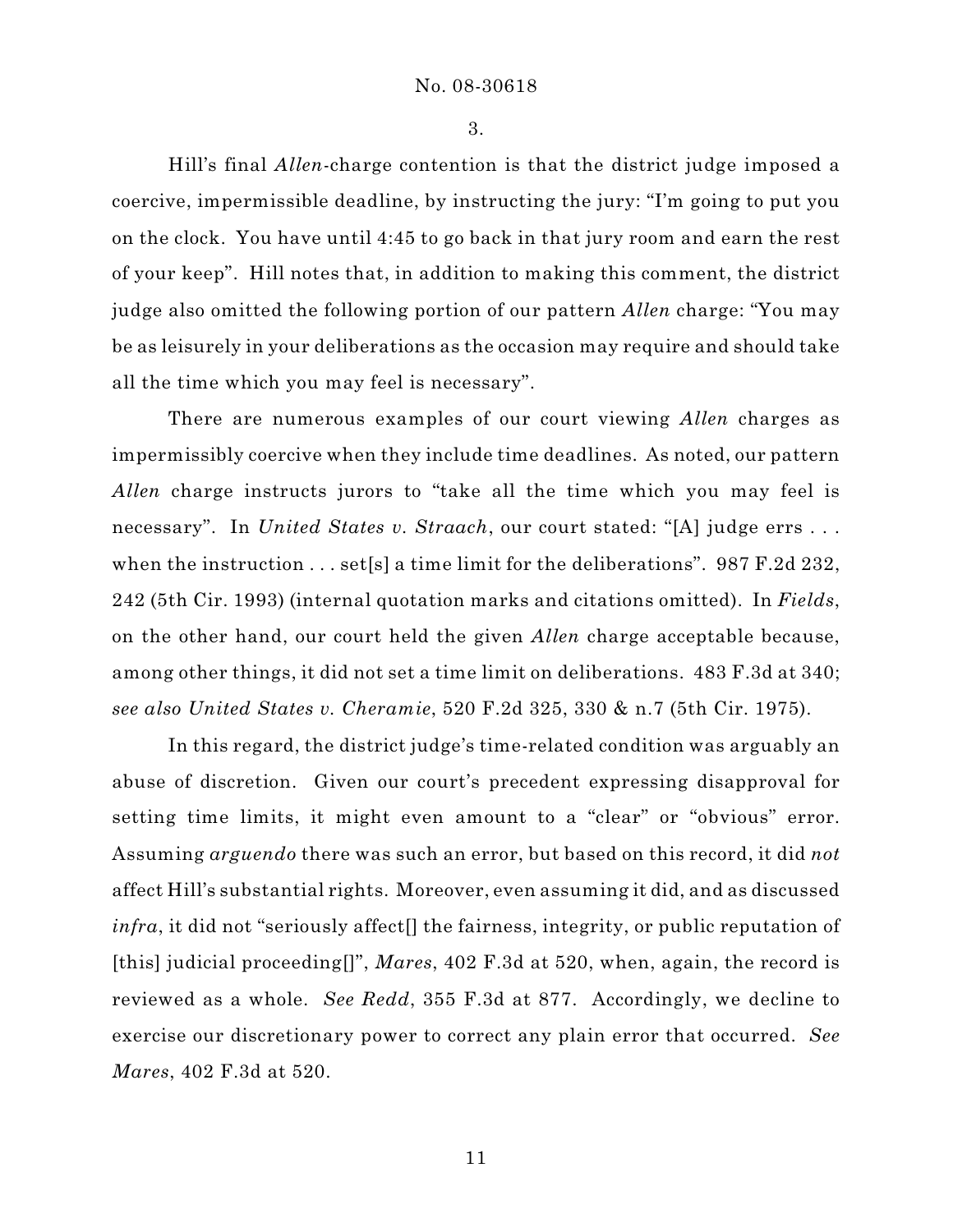3.

Hill's final *Allen*-charge contention is that the district judge imposed a coercive, impermissible deadline, by instructing the jury: "I'm going to put you on the clock. You have until 4:45 to go back in that jury room and earn the rest of your keep". Hill notes that, in addition to making this comment, the district judge also omitted the following portion of our pattern *Allen* charge: "You may be as leisurely in your deliberations as the occasion may require and should take all the time which you may feel is necessary".

There are numerous examples of our court viewing *Allen* charges as impermissibly coercive when they include time deadlines. As noted, our pattern *Allen* charge instructs jurors to "take all the time which you may feel is necessary". In *United States v. Straach*, our court stated: "[A] judge errs . . . when the instruction . . . set[s] a time limit for the deliberations". 987 F.2d 232, 242 (5th Cir. 1993) (internal quotation marks and citations omitted). In *Fields*, on the other hand, our court held the given *Allen* charge acceptable because, among other things, it did not set a time limit on deliberations. 483 F.3d at 340; *see also United States v. Cheramie*, 520 F.2d 325, 330 & n.7 (5th Cir. 1975).

In this regard, the district judge's time-related condition was arguably an abuse of discretion. Given our court's precedent expressing disapproval for setting time limits, it might even amount to a "clear" or "obvious" error. Assuming *arguendo* there was such an error, but based on this record, it did *not* affect Hill's substantial rights. Moreover, even assuming it did, and as discussed *infra*, it did not "seriously affect[] the fairness, integrity, or public reputation of [this] judicial proceeding[]", *Mares*, 402 F.3d at 520, when, again, the record is reviewed as a whole. *See Redd*, 355 F.3d at 877. Accordingly, we decline to exercise our discretionary power to correct any plain error that occurred. *See Mares*, 402 F.3d at 520.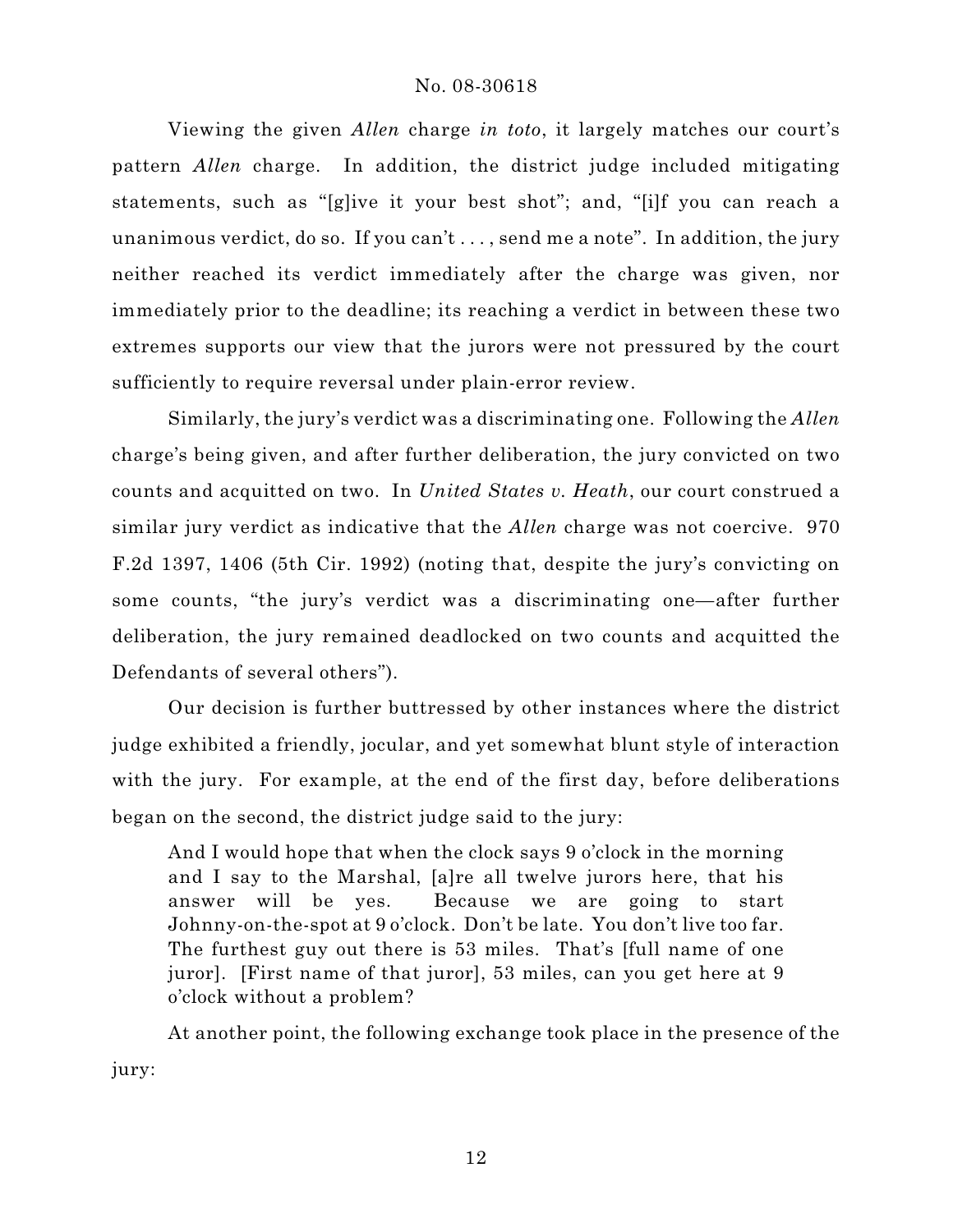Viewing the given *Allen* charge *in toto*, it largely matches our court's pattern *Allen* charge. In addition, the district judge included mitigating statements, such as "[g]ive it your best shot"; and, "[i]f you can reach a unanimous verdict, do so. If you can't . . . , send me a note". In addition, the jury neither reached its verdict immediately after the charge was given, nor immediately prior to the deadline; its reaching a verdict in between these two extremes supports our view that the jurors were not pressured by the court sufficiently to require reversal under plain-error review.

Similarly, the jury's verdict was a discriminating one. Following the *Allen* charge's being given, and after further deliberation, the jury convicted on two counts and acquitted on two. In *United States v. Heath*, our court construed a similar jury verdict as indicative that the *Allen* charge was not coercive. 970 F.2d 1397, 1406 (5th Cir. 1992) (noting that, despite the jury's convicting on some counts, "the jury's verdict was a discriminating one—after further deliberation, the jury remained deadlocked on two counts and acquitted the Defendants of several others").

Our decision is further buttressed by other instances where the district judge exhibited a friendly, jocular, and yet somewhat blunt style of interaction with the jury. For example, at the end of the first day, before deliberations began on the second, the district judge said to the jury:

> And I would hope that when the clock says 9 o'clock in the morning and I say to the Marshal, [a]re all twelve jurors here, that his answer will be yes. Because we are going to start Johnny-on-the-spot at 9 o'clock. Don't be late. You don't live too far. The furthest guy out there is 53 miles. That's [full name of one juror]. [First name of that juror], 53 miles, can you get here at 9 o'clock without a problem?

At another point, the following exchange took place in the presence of the jury: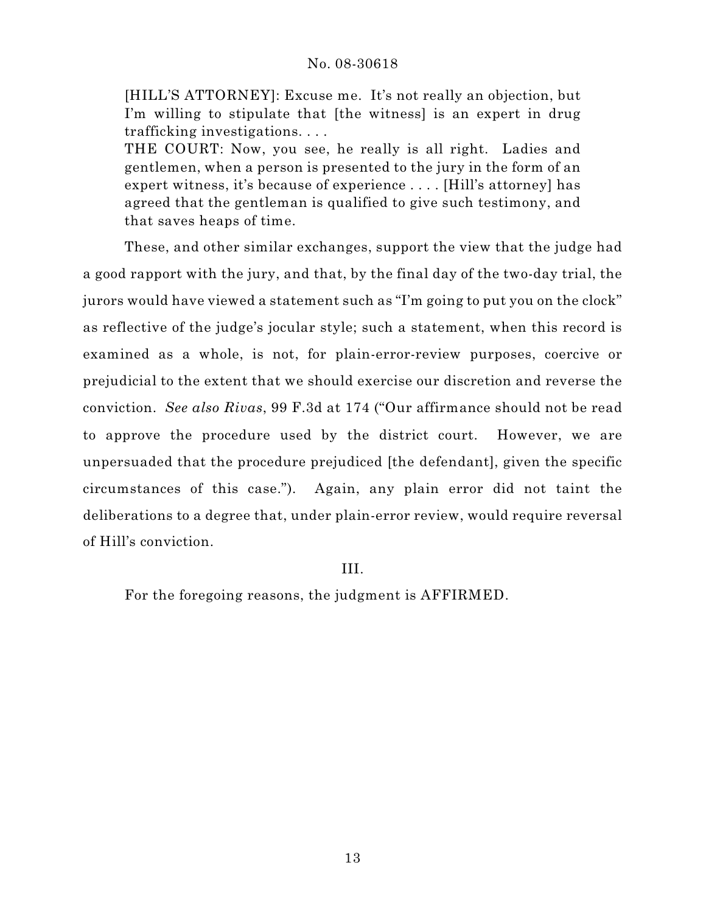> [HILL'S ATTORNEY]: Excuse me. It's not really an objection, but I'm willing to stipulate that [the witness] is an expert in drug trafficking investigations. . . .
>
> THE COURT: Now, you see, he really is all right. Ladies and gentlemen, when a person is presented to the jury in the form of an expert witness, it's because of experience . . . . [Hill's attorney] has agreed that the gentleman is qualified to give such testimony, and that saves heaps of time.

These, and other similar exchanges, support the view that the judge had a good rapport with the jury, and that, by the final day of the two-day trial, the jurors would have viewed a statement such as "I'm going to put you on the clock" as reflective of the judge's jocular style; such a statement, when this record is examined as a whole, is not, for plain-error-review purposes, coercive or prejudicial to the extent that we should exercise our discretion and reverse the conviction. *See also Rivas*, 99 F.3d at 174 ("Our affirmance should not be read to approve the procedure used by the district court. However, we are unpersuaded that the procedure prejudiced [the defendant], given the specific circumstances of this case."). Again, any plain error did not taint the deliberations to a degree that, under plain-error review, would require reversal of Hill's conviction.

## III.

For the foregoing reasons, the judgment is AFFIRMED.